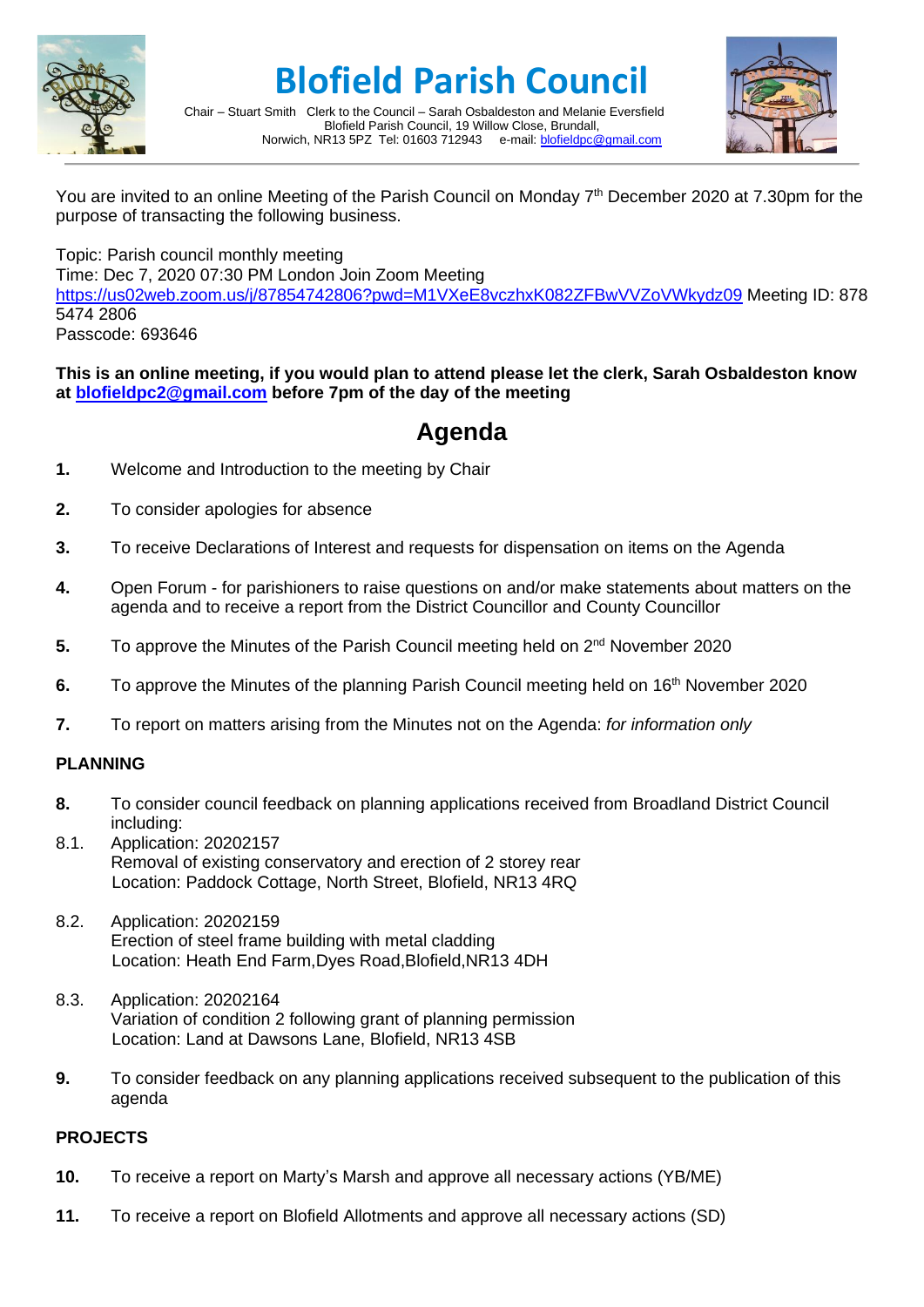# Blofield Parish Council

Chair – Stuart Smith   Clerk to the Council – Sarah Osbaldeston and Melanie Eversfield
Blofield Parish Council, 19 Willow Close, Brundall,
Norwich, NR13 5PZ  Tel: 01603 712943   e-mail: blofieldpc@gmail.com

You are invited to an online Meeting of the Parish Council on Monday 7th December 2020 at 7.30pm for the purpose of transacting the following business.

Topic: Parish council monthly meeting
Time: Dec 7, 2020 07:30 PM London Join Zoom Meeting
https://us02web.zoom.us/j/87854742806?pwd=M1VXeE8vczhxK082ZFBwVVZoVWkydz09 Meeting ID: 878 5474 2806
Passcode: 693646

**This is an online meeting, if you would plan to attend please let the clerk, Sarah Osbaldeston know at blofieldpc2@gmail.com before 7pm of the day of the meeting**

## Agenda

**1.** Welcome and Introduction to the meeting by Chair

**2.** To consider apologies for absence

**3.** To receive Declarations of Interest and requests for dispensation on items on the Agenda

**4.** Open Forum - for parishioners to raise questions on and/or make statements about matters on the agenda and to receive a report from the District Councillor and County Councillor

**5.** To approve the Minutes of the Parish Council meeting held on 2nd November 2020

**6.** To approve the Minutes of the planning Parish Council meeting held on 16th November 2020

**7.** To report on matters arising from the Minutes not on the Agenda: *for information only*

### PLANNING

**8.** To consider council feedback on planning applications received from Broadland District Council including:

8.1. Application: 20202157
Removal of existing conservatory and erection of 2 storey rear
Location: Paddock Cottage, North Street, Blofield, NR13 4RQ

8.2. Application: 20202159
Erection of steel frame building with metal cladding
Location: Heath End Farm,Dyes Road,Blofield,NR13 4DH

8.3. Application: 20202164
Variation of condition 2 following grant of planning permission
Location: Land at Dawsons Lane, Blofield, NR13 4SB

**9.** To consider feedback on any planning applications received subsequent to the publication of this agenda

### PROJECTS

**10.** To receive a report on Marty's Marsh and approve all necessary actions (YB/ME)

**11.** To receive a report on Blofield Allotments and approve all necessary actions (SD)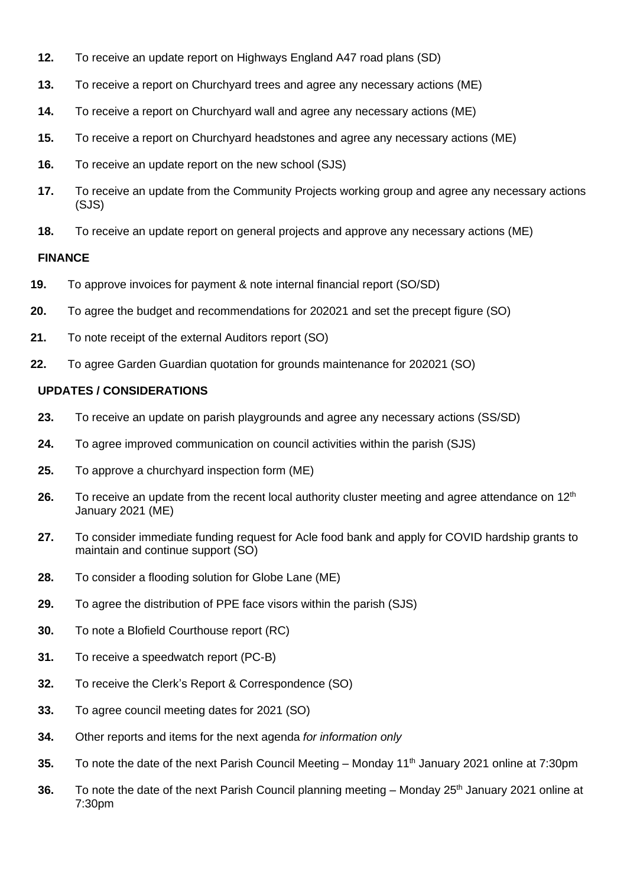**12.** To receive an update report on Highways England A47 road plans (SD)

**13.** To receive a report on Churchyard trees and agree any necessary actions (ME)

**14.** To receive a report on Churchyard wall and agree any necessary actions (ME)

**15.** To receive a report on Churchyard headstones and agree any necessary actions (ME)

**16.** To receive an update report on the new school (SJS)

**17.** To receive an update from the Community Projects working group and agree any necessary actions (SJS)

**18.** To receive an update report on general projects and approve any necessary actions (ME)

**FINANCE**

**19.** To approve invoices for payment & note internal financial report (SO/SD)

**20.** To agree the budget and recommendations for 202021 and set the precept figure (SO)

**21.** To note receipt of the external Auditors report (SO)

**22.** To agree Garden Guardian quotation for grounds maintenance for 202021 (SO)

**UPDATES / CONSIDERATIONS**

**23.** To receive an update on parish playgrounds and agree any necessary actions (SS/SD)

**24.** To agree improved communication on council activities within the parish (SJS)

**25.** To approve a churchyard inspection form (ME)

**26.** To receive an update from the recent local authority cluster meeting and agree attendance on 12th January 2021 (ME)

**27.** To consider immediate funding request for Acle food bank and apply for COVID hardship grants to maintain and continue support (SO)

**28.** To consider a flooding solution for Globe Lane (ME)

**29.** To agree the distribution of PPE face visors within the parish (SJS)

**30.** To note a Blofield Courthouse report (RC)

**31.** To receive a speedwatch report (PC-B)

**32.** To receive the Clerk's Report & Correspondence (SO)

**33.** To agree council meeting dates for 2021 (SO)

**34.** Other reports and items for the next agenda *for information only*

**35.** To note the date of the next Parish Council Meeting – Monday 11th January 2021 online at 7:30pm

**36.** To note the date of the next Parish Council planning meeting – Monday 25th January 2021 online at 7:30pm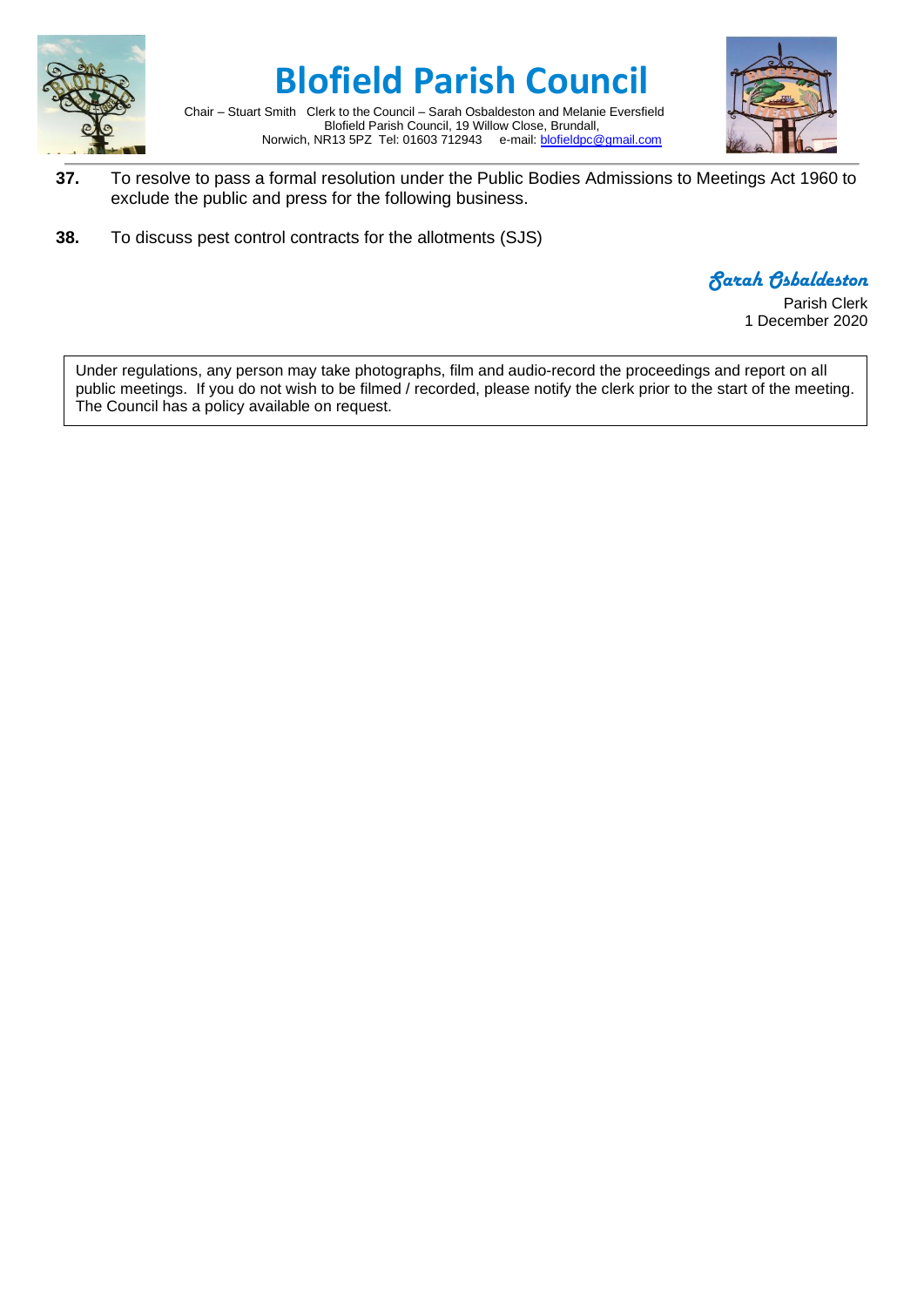# Blofield Parish Council

Chair – Stuart Smith Clerk to the Council – Sarah Osbaldeston and Melanie Eversfield
Blofield Parish Council, 19 Willow Close, Brundall,
Norwich, NR13 5PZ Tel: 01603 712943 e-mail: blofieldpc@gmail.com

**37.** To resolve to pass a formal resolution under the Public Bodies Admissions to Meetings Act 1960 to exclude the public and press for the following business.

**38.** To discuss pest control contracts for the allotments (SJS)

*Sarah Osbaldeston*
Parish Clerk
1 December 2020

Under regulations, any person may take photographs, film and audio-record the proceedings and report on all public meetings. If you do not wish to be filmed / recorded, please notify the clerk prior to the start of the meeting. The Council has a policy available on request.